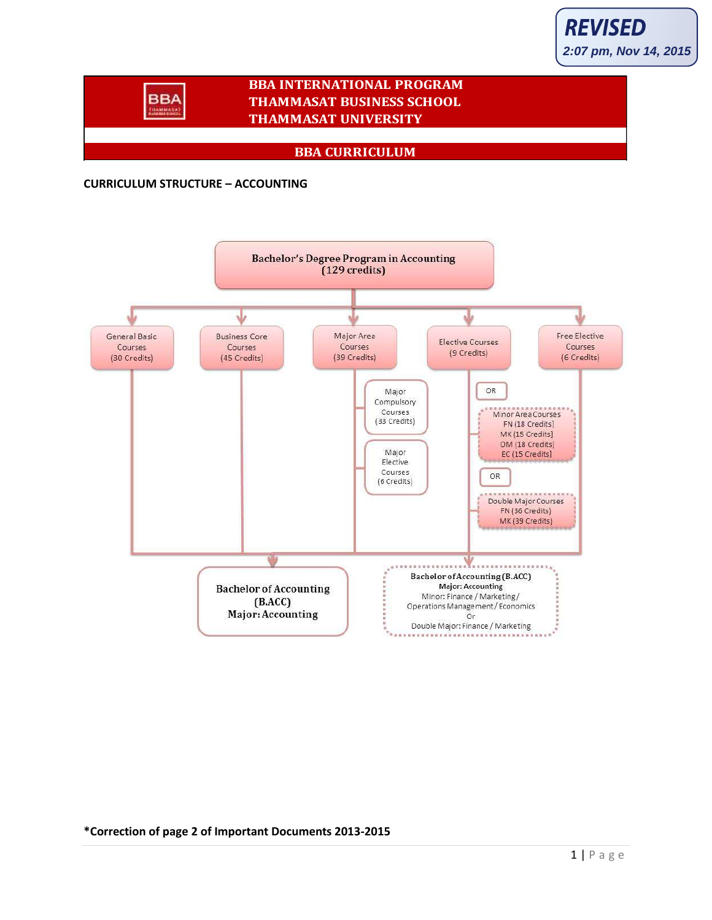**REVISED**
*2:07 pm, Nov 14, 2015*

# BBA INTERNATIONAL PROGRAM
# THAMMASAT BUSINESS SCHOOL
# THAMMASAT UNIVERSITY

## BBA CURRICULUM

### CURRICULUM STRUCTURE – ACCOUNTING

**Bachelor's Degree Program in Accounting (129 credits)**

- General Basic Courses (30 Credits)
- Business Core Courses (45 Credits)
- Major Area Courses (39 Credits)
  - Major Compulsory Courses (33 Credits)
  - Major Elective Courses (6 Credits)
- Elective Courses (9 Credits)
  - OR
  - Minor Area Courses
    - FN (18 Credits)
    - MK (15 Credits)
    - OM (18 Credits)
    - EC (15 Credits)
  - OR
  - Double Major Courses
    - FN (36 Credits)
    - MK (39 Credits)
- Free Elective Courses (6 Credits)

**Bachelor of Accounting (B.ACC)**
**Major: Accounting**

**Bachelor of Accounting (B.ACC)**
**Major: Accounting**
Minor: Finance / Marketing / Operations Management / Economics
Or
Double Major: Finance / Marketing

**\*Correction of page 2 of Important Documents 2013-2015**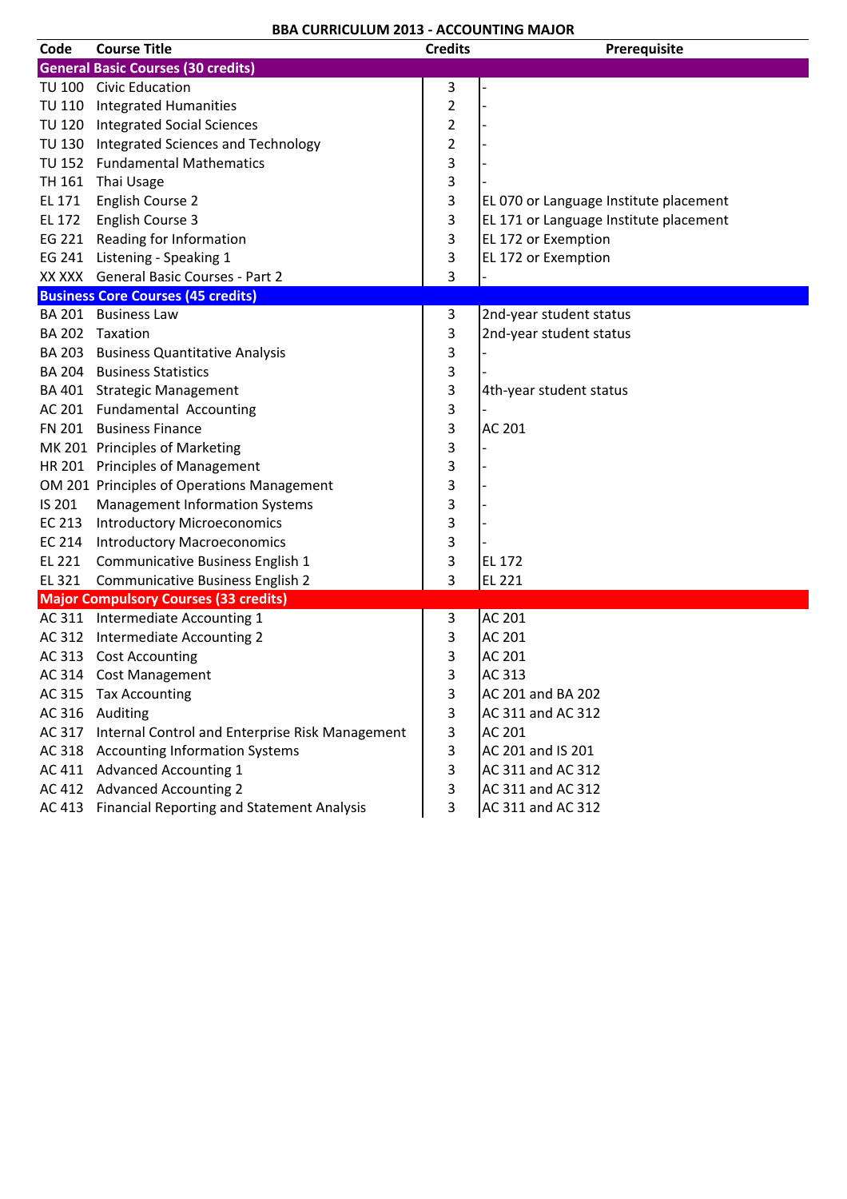# BBA CURRICULUM 2013 - ACCOUNTING MAJOR

| Code | Course Title | Credits | Prerequisite |
|---|---|---|---|
| **General Basic Courses (30 credits)** | | | |
| TU 100 | Civic Education | 3 | - |
| TU 110 | Integrated Humanities | 2 | - |
| TU 120 | Integrated Social Sciences | 2 | - |
| TU 130 | Integrated Sciences and Technology | 2 | - |
| TU 152 | Fundamental Mathematics | 3 | - |
| TH 161 | Thai Usage | 3 | - |
| EL 171 | English Course 2 | 3 | EL 070 or Language Institute placement |
| EL 172 | English Course 3 | 3 | EL 171 or Language Institute placement |
| EG 221 | Reading for Information | 3 | EL 172 or Exemption |
| EG 241 | Listening - Speaking 1 | 3 | EL 172 or Exemption |
| XX XXX | General Basic Courses - Part 2 | 3 | - |
| **Business Core Courses (45 credits)** | | | |
| BA 201 | Business Law | 3 | 2nd-year student status |
| BA 202 | Taxation | 3 | 2nd-year student status |
| BA 203 | Business Quantitative Analysis | 3 | - |
| BA 204 | Business Statistics | 3 | - |
| BA 401 | Strategic Management | 3 | 4th-year student status |
| AC 201 | Fundamental Accounting | 3 | - |
| FN 201 | Business Finance | 3 | AC 201 |
| MK 201 | Principles of Marketing | 3 | - |
| HR 201 | Principles of Management | 3 | - |
| OM 201 | Principles of Operations Management | 3 | - |
| IS 201 | Management Information Systems | 3 | - |
| EC 213 | Introductory Microeconomics | 3 | - |
| EC 214 | Introductory Macroeconomics | 3 | - |
| EL 221 | Communicative Business English 1 | 3 | EL 172 |
| EL 321 | Communicative Business English 2 | 3 | EL 221 |
| **Major Compulsory Courses (33 credits)** | | | |
| AC 311 | Intermediate Accounting 1 | 3 | AC 201 |
| AC 312 | Intermediate Accounting 2 | 3 | AC 201 |
| AC 313 | Cost Accounting | 3 | AC 201 |
| AC 314 | Cost Management | 3 | AC 313 |
| AC 315 | Tax Accounting | 3 | AC 201 and BA 202 |
| AC 316 | Auditing | 3 | AC 311 and AC 312 |
| AC 317 | Internal Control and Enterprise Risk Management | 3 | AC 201 |
| AC 318 | Accounting Information Systems | 3 | AC 201 and IS 201 |
| AC 411 | Advanced Accounting 1 | 3 | AC 311 and AC 312 |
| AC 412 | Advanced Accounting 2 | 3 | AC 311 and AC 312 |
| AC 413 | Financial Reporting and Statement Analysis | 3 | AC 311 and AC 312 |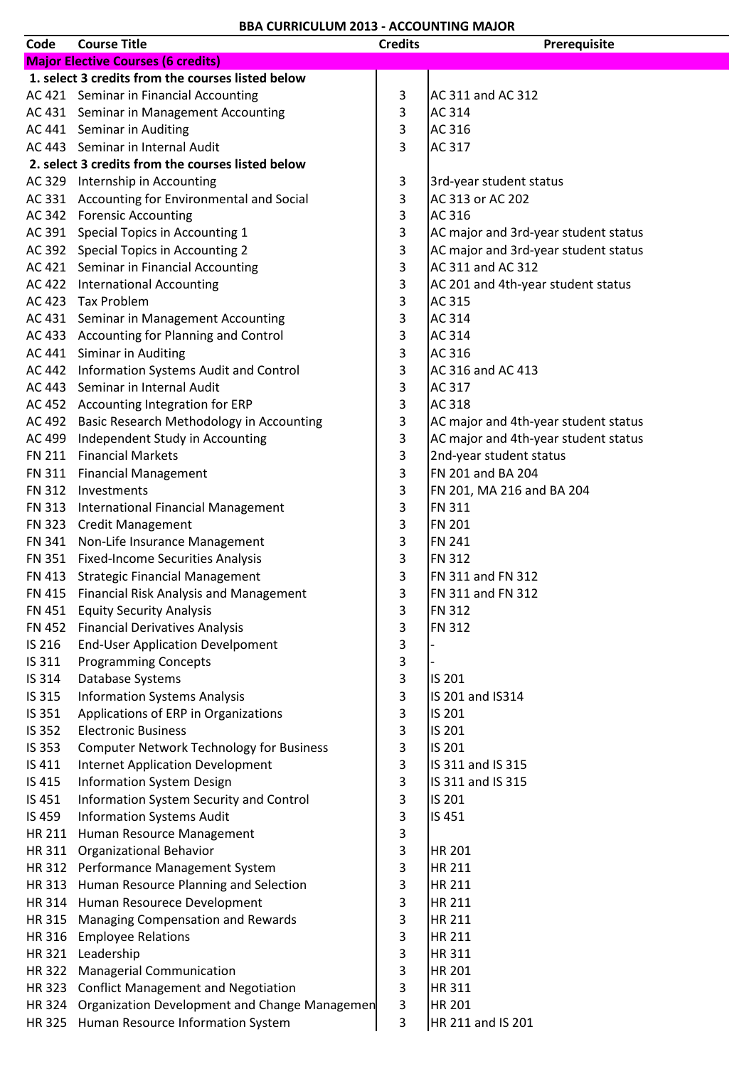# BBA CURRICULUM 2013 - ACCOUNTING MAJOR

| Code | Course Title | Credits | Prerequisite |
|---|---|---|---|
| **Major Elective Courses (6 credits)** | | | |
| **1. select 3 credits from the courses listed below** | | | |
| AC 421 | Seminar in Financial Accounting | 3 | AC 311 and AC 312 |
| AC 431 | Seminar in Management Accounting | 3 | AC 314 |
| AC 441 | Seminar in Auditing | 3 | AC 316 |
| AC 443 | Seminar in Internal Audit | 3 | AC 317 |
| **2. select 3 credits from the courses listed below** | | | |
| AC 329 | Internship in Accounting | 3 | 3rd-year student status |
| AC 331 | Accounting for Environmental and Social | 3 | AC 313 or AC 202 |
| AC 342 | Forensic Accounting | 3 | AC 316 |
| AC 391 | Special Topics in Accounting 1 | 3 | AC major and 3rd-year student status |
| AC 392 | Special Topics in Accounting 2 | 3 | AC major and 3rd-year student status |
| AC 421 | Seminar in Financial Accounting | 3 | AC 311 and AC 312 |
| AC 422 | International Accounting | 3 | AC 201 and 4th-year student status |
| AC 423 | Tax Problem | 3 | AC 315 |
| AC 431 | Seminar in Management Accounting | 3 | AC 314 |
| AC 433 | Accounting for Planning and Control | 3 | AC 314 |
| AC 441 | Siminar in Auditing | 3 | AC 316 |
| AC 442 | Information Systems Audit and Control | 3 | AC 316 and AC 413 |
| AC 443 | Seminar in Internal Audit | 3 | AC 317 |
| AC 452 | Accounting Integration for ERP | 3 | AC 318 |
| AC 492 | Basic Research Methodology in Accounting | 3 | AC major and 4th-year student status |
| AC 499 | Independent Study in Accounting | 3 | AC major and 4th-year student status |
| FN 211 | Financial Markets | 3 | 2nd-year student status |
| FN 311 | Financial Management | 3 | FN 201 and BA 204 |
| FN 312 | Investments | 3 | FN 201, MA 216 and BA 204 |
| FN 313 | International Financial Management | 3 | FN 311 |
| FN 323 | Credit Management | 3 | FN 201 |
| FN 341 | Non-Life Insurance Management | 3 | FN 241 |
| FN 351 | Fixed-Income Securities Analysis | 3 | FN 312 |
| FN 413 | Strategic Financial Management | 3 | FN 311 and FN 312 |
| FN 415 | Financial Risk Analysis and Management | 3 | FN 311 and FN 312 |
| FN 451 | Equity Security Analysis | 3 | FN 312 |
| FN 452 | Financial Derivatives Analysis | 3 | FN 312 |
| IS 216 | End-User Application Develpoment | 3 | - |
| IS 311 | Programming Concepts | 3 | - |
| IS 314 | Database Systems | 3 | IS 201 |
| IS 315 | Information Systems Analysis | 3 | IS 201 and IS314 |
| IS 351 | Applications of ERP in Organizations | 3 | IS 201 |
| IS 352 | Electronic Business | 3 | IS 201 |
| IS 353 | Computer Network Technology for Business | 3 | IS 201 |
| IS 411 | Internet Application Development | 3 | IS 311 and IS 315 |
| IS 415 | Information System Design | 3 | IS 311 and IS 315 |
| IS 451 | Information System Security and Control | 3 | IS 201 |
| IS 459 | Information Systems Audit | 3 | IS 451 |
| HR 211 | Human Resource Management | 3 | |
| HR 311 | Organizational Behavior | 3 | HR 201 |
| HR 312 | Performance Management System | 3 | HR 211 |
| HR 313 | Human Resource Planning and Selection | 3 | HR 211 |
| HR 314 | Human Resourece Development | 3 | HR 211 |
| HR 315 | Managing Compensation and Rewards | 3 | HR 211 |
| HR 316 | Employee Relations | 3 | HR 211 |
| HR 321 | Leadership | 3 | HR 311 |
| HR 322 | Managerial Communication | 3 | HR 201 |
| HR 323 | Conflict Management and Negotiation | 3 | HR 311 |
| HR 324 | Organization Development and Change Managemen | 3 | HR 201 |
| HR 325 | Human Resource Information System | 3 | HR 211 and IS 201 |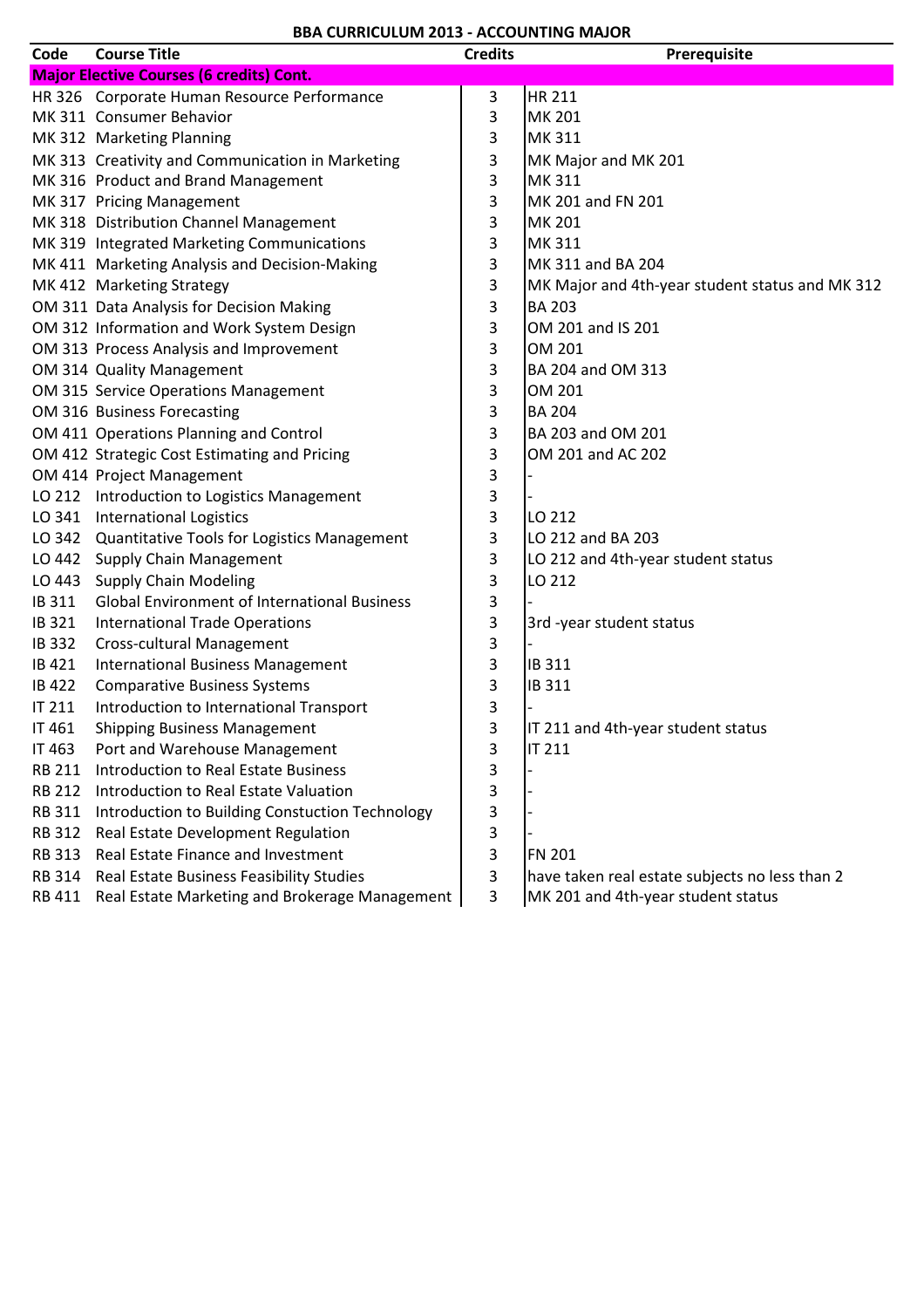**BBA CURRICULUM 2013 - ACCOUNTING MAJOR**

| Code | Course Title | Credits | Prerequisite |
|---|---|---|---|
| **Major Elective Courses (6 credits) Cont.** | | | |
| HR 326 | Corporate Human Resource Performance | 3 | HR 211 |
| MK 311 | Consumer Behavior | 3 | MK 201 |
| MK 312 | Marketing Planning | 3 | MK 311 |
| MK 313 | Creativity and Communication in Marketing | 3 | MK Major and MK 201 |
| MK 316 | Product and Brand Management | 3 | MK 311 |
| MK 317 | Pricing Management | 3 | MK 201 and FN 201 |
| MK 318 | Distribution Channel Management | 3 | MK 201 |
| MK 319 | Integrated Marketing Communications | 3 | MK 311 |
| MK 411 | Marketing Analysis and Decision-Making | 3 | MK 311 and BA 204 |
| MK 412 | Marketing Strategy | 3 | MK Major and 4th-year student status and MK 312 |
| OM 311 | Data Analysis for Decision Making | 3 | BA 203 |
| OM 312 | Information and Work System Design | 3 | OM 201 and IS 201 |
| OM 313 | Process Analysis and Improvement | 3 | OM 201 |
| OM 314 | Quality Management | 3 | BA 204 and OM 313 |
| OM 315 | Service Operations Management | 3 | OM 201 |
| OM 316 | Business Forecasting | 3 | BA 204 |
| OM 411 | Operations Planning and Control | 3 | BA 203 and OM 201 |
| OM 412 | Strategic Cost Estimating and Pricing | 3 | OM 201 and AC 202 |
| OM 414 | Project Management | 3 | - |
| LO 212 | Introduction to Logistics Management | 3 | - |
| LO 341 | International Logistics | 3 | LO 212 |
| LO 342 | Quantitative Tools for Logistics Management | 3 | LO 212 and BA 203 |
| LO 442 | Supply Chain Management | 3 | LO 212 and 4th-year student status |
| LO 443 | Supply Chain Modeling | 3 | LO 212 |
| IB 311 | Global Environment of International Business | 3 | - |
| IB 321 | International Trade Operations | 3 | 3rd -year student status |
| IB 332 | Cross-cultural Management | 3 | - |
| IB 421 | International Business Management | 3 | IB 311 |
| IB 422 | Comparative Business Systems | 3 | IB 311 |
| IT 211 | Introduction to International Transport | 3 | - |
| IT 461 | Shipping Business Management | 3 | IT 211 and 4th-year student status |
| IT 463 | Port and Warehouse Management | 3 | IT 211 |
| RB 211 | Introduction to Real Estate Business | 3 | - |
| RB 212 | Introduction to Real Estate Valuation | 3 | - |
| RB 311 | Introduction to Building Constuction Technology | 3 | - |
| RB 312 | Real Estate Development Regulation | 3 | - |
| RB 313 | Real Estate Finance and Investment | 3 | FN 201 |
| RB 314 | Real Estate Business Feasibility Studies | 3 | have taken real estate subjects no less than 2 |
| RB 411 | Real Estate Marketing and Brokerage Management | 3 | MK 201 and 4th-year student status |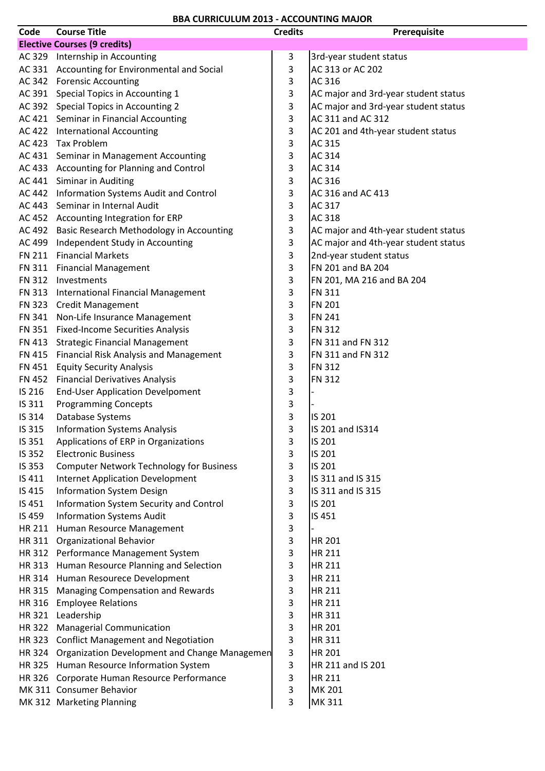**BBA CURRICULUM 2013 - ACCOUNTING MAJOR**

| Code | Course Title | Credits | Prerequisite |
|---|---|---|---|
| **Elective Courses (9 credits)** | | | |
| AC 329 | Internship in Accounting | 3 | 3rd-year student status |
| AC 331 | Accounting for Environmental and Social | 3 | AC 313 or AC 202 |
| AC 342 | Forensic Accounting | 3 | AC 316 |
| AC 391 | Special Topics in Accounting 1 | 3 | AC major and 3rd-year student status |
| AC 392 | Special Topics in Accounting 2 | 3 | AC major and 3rd-year student status |
| AC 421 | Seminar in Financial Accounting | 3 | AC 311 and AC 312 |
| AC 422 | International Accounting | 3 | AC 201 and 4th-year student status |
| AC 423 | Tax Problem | 3 | AC 315 |
| AC 431 | Seminar in Management Accounting | 3 | AC 314 |
| AC 433 | Accounting for Planning and Control | 3 | AC 314 |
| AC 441 | Siminar in Auditing | 3 | AC 316 |
| AC 442 | Information Systems Audit and Control | 3 | AC 316 and AC 413 |
| AC 443 | Seminar in Internal Audit | 3 | AC 317 |
| AC 452 | Accounting Integration for ERP | 3 | AC 318 |
| AC 492 | Basic Research Methodology in Accounting | 3 | AC major and 4th-year student status |
| AC 499 | Independent Study in Accounting | 3 | AC major and 4th-year student status |
| FN 211 | Financial Markets | 3 | 2nd-year student status |
| FN 311 | Financial Management | 3 | FN 201 and BA 204 |
| FN 312 | Investments | 3 | FN 201, MA 216 and BA 204 |
| FN 313 | International Financial Management | 3 | FN 311 |
| FN 323 | Credit Management | 3 | FN 201 |
| FN 341 | Non-Life Insurance Management | 3 | FN 241 |
| FN 351 | Fixed-Income Securities Analysis | 3 | FN 312 |
| FN 413 | Strategic Financial Management | 3 | FN 311 and FN 312 |
| FN 415 | Financial Risk Analysis and Management | 3 | FN 311 and FN 312 |
| FN 451 | Equity Security Analysis | 3 | FN 312 |
| FN 452 | Financial Derivatives Analysis | 3 | FN 312 |
| IS 216 | End-User Application Develpoment | 3 | - |
| IS 311 | Programming Concepts | 3 | - |
| IS 314 | Database Systems | 3 | IS 201 |
| IS 315 | Information Systems Analysis | 3 | IS 201 and IS314 |
| IS 351 | Applications of ERP in Organizations | 3 | IS 201 |
| IS 352 | Electronic Business | 3 | IS 201 |
| IS 353 | Computer Network Technology for Business | 3 | IS 201 |
| IS 411 | Internet Application Development | 3 | IS 311 and IS 315 |
| IS 415 | Information System Design | 3 | IS 311 and IS 315 |
| IS 451 | Information System Security and Control | 3 | IS 201 |
| IS 459 | Information Systems Audit | 3 | IS 451 |
| HR 211 | Human Resource Management | 3 | - |
| HR 311 | Organizational Behavior | 3 | HR 201 |
| HR 312 | Performance Management System | 3 | HR 211 |
| HR 313 | Human Resource Planning and Selection | 3 | HR 211 |
| HR 314 | Human Resourece Development | 3 | HR 211 |
| HR 315 | Managing Compensation and Rewards | 3 | HR 211 |
| HR 316 | Employee Relations | 3 | HR 211 |
| HR 321 | Leadership | 3 | HR 311 |
| HR 322 | Managerial Communication | 3 | HR 201 |
| HR 323 | Conflict Management and Negotiation | 3 | HR 311 |
| HR 324 | Organization Development and Change Managemen | 3 | HR 201 |
| HR 325 | Human Resource Information System | 3 | HR 211 and IS 201 |
| HR 326 | Corporate Human Resource Performance | 3 | HR 211 |
| MK 311 | Consumer Behavior | 3 | MK 201 |
| MK 312 | Marketing Planning | 3 | MK 311 |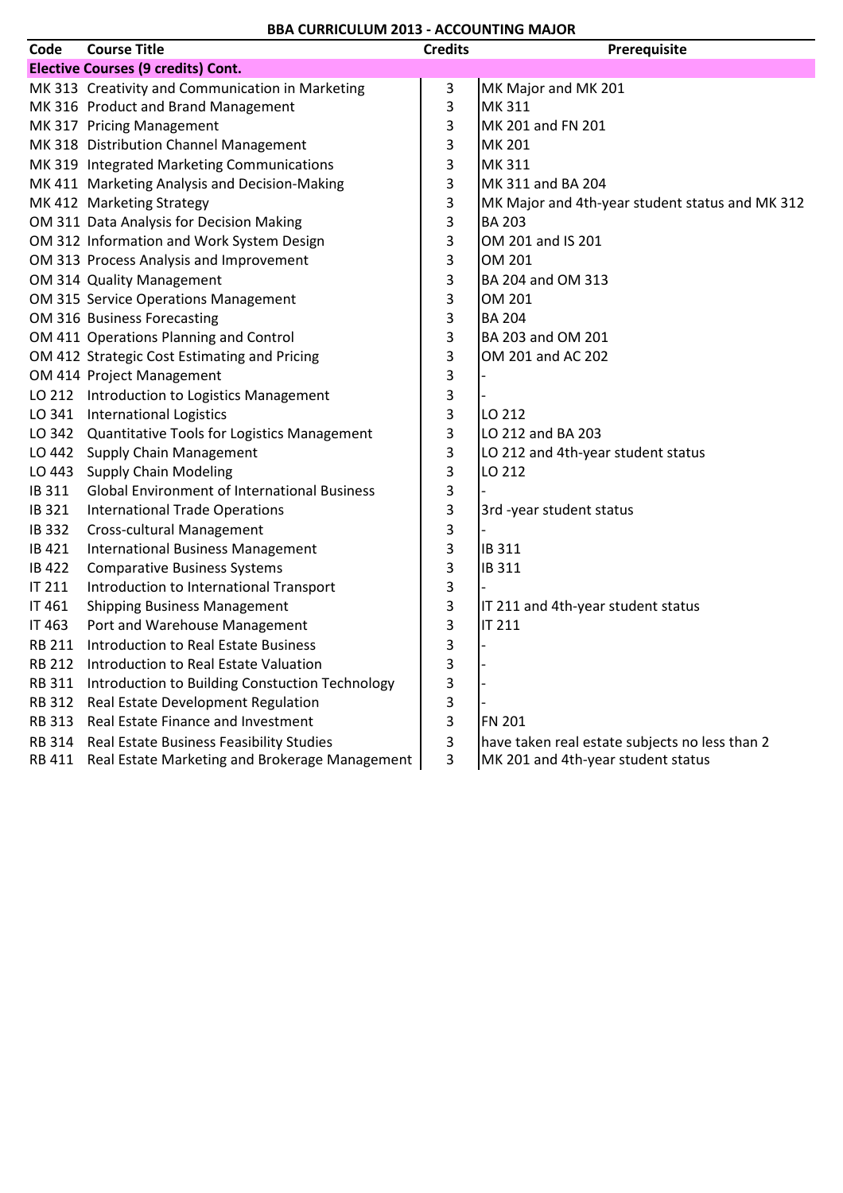**BBA CURRICULUM 2013 - ACCOUNTING MAJOR**

| Code | Course Title | Credits | Prerequisite |
|---|---|---|---|
| **Elective Courses (9 credits) Cont.** | | | |
| MK 313 | Creativity and Communication in Marketing | 3 | MK Major and MK 201 |
| MK 316 | Product and Brand Management | 3 | MK 311 |
| MK 317 | Pricing Management | 3 | MK 201 and FN 201 |
| MK 318 | Distribution Channel Management | 3 | MK 201 |
| MK 319 | Integrated Marketing Communications | 3 | MK 311 |
| MK 411 | Marketing Analysis and Decision-Making | 3 | MK 311 and BA 204 |
| MK 412 | Marketing Strategy | 3 | MK Major and 4th-year student status and MK 312 |
| OM 311 | Data Analysis for Decision Making | 3 | BA 203 |
| OM 312 | Information and Work System Design | 3 | OM 201 and IS 201 |
| OM 313 | Process Analysis and Improvement | 3 | OM 201 |
| OM 314 | Quality Management | 3 | BA 204 and OM 313 |
| OM 315 | Service Operations Management | 3 | OM 201 |
| OM 316 | Business Forecasting | 3 | BA 204 |
| OM 411 | Operations Planning and Control | 3 | BA 203 and OM 201 |
| OM 412 | Strategic Cost Estimating and Pricing | 3 | OM 201 and AC 202 |
| OM 414 | Project Management | 3 | - |
| LO 212 | Introduction to Logistics Management | 3 | - |
| LO 341 | International Logistics | 3 | LO 212 |
| LO 342 | Quantitative Tools for Logistics Management | 3 | LO 212 and BA 203 |
| LO 442 | Supply Chain Management | 3 | LO 212 and 4th-year student status |
| LO 443 | Supply Chain Modeling | 3 | LO 212 |
| IB 311 | Global Environment of International Business | 3 | - |
| IB 321 | International Trade Operations | 3 | 3rd -year student status |
| IB 332 | Cross-cultural Management | 3 | - |
| IB 421 | International Business Management | 3 | IB 311 |
| IB 422 | Comparative Business Systems | 3 | IB 311 |
| IT 211 | Introduction to International Transport | 3 | - |
| IT 461 | Shipping Business Management | 3 | IT 211 and 4th-year student status |
| IT 463 | Port and Warehouse Management | 3 | IT 211 |
| RB 211 | Introduction to Real Estate Business | 3 | - |
| RB 212 | Introduction to Real Estate Valuation | 3 | - |
| RB 311 | Introduction to Building Constuction Technology | 3 | - |
| RB 312 | Real Estate Development Regulation | 3 | - |
| RB 313 | Real Estate Finance and Investment | 3 | FN 201 |
| RB 314 | Real Estate Business Feasibility Studies | 3 | have taken real estate subjects no less than 2 |
| RB 411 | Real Estate Marketing and Brokerage Management | 3 | MK 201 and 4th-year student status |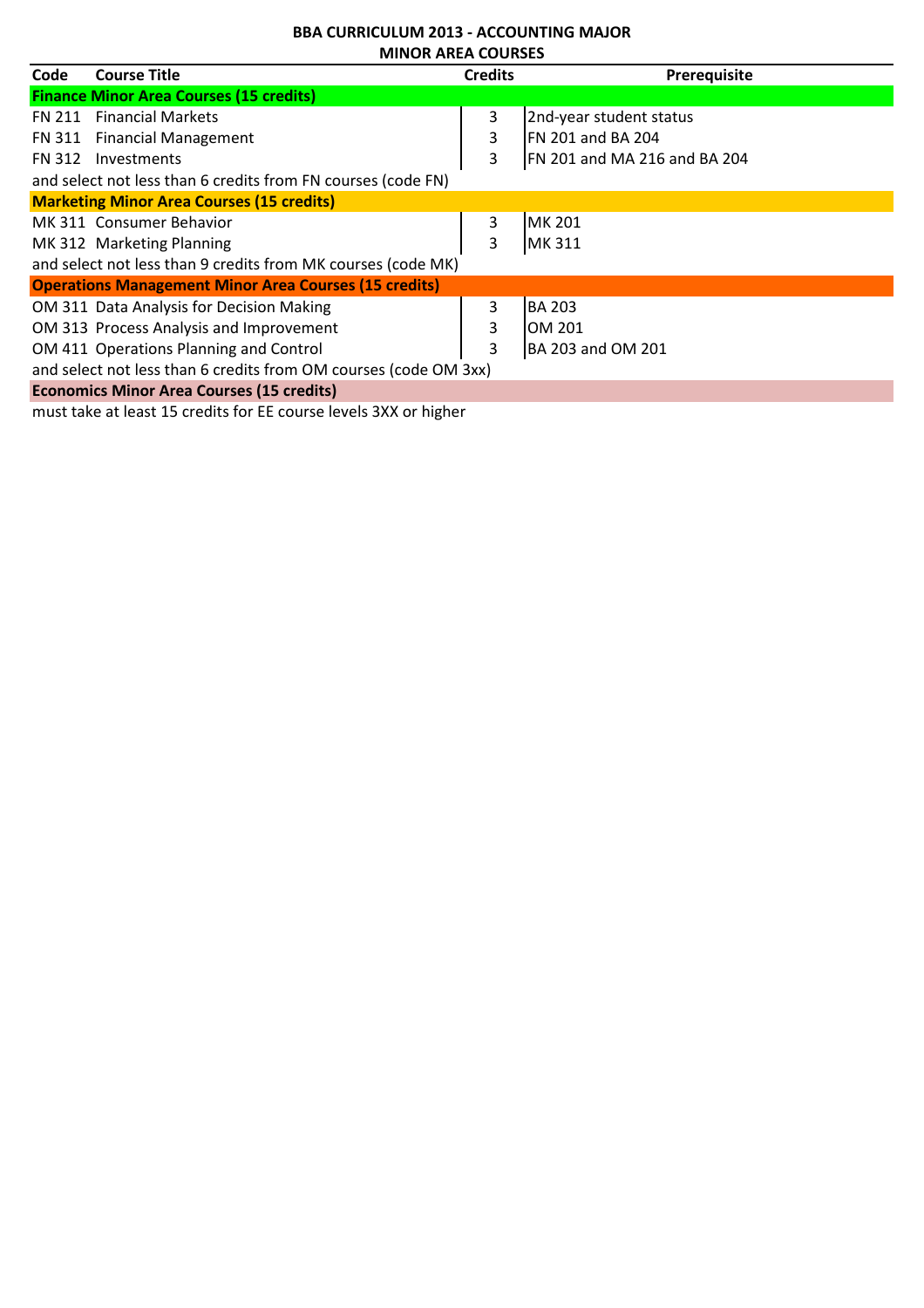**BBA CURRICULUM 2013 - ACCOUNTING MAJOR**

**MINOR AREA COURSES**

| Code | Course Title | Credits | Prerequisite |
|---|---|---|---|
| **Finance Minor Area Courses (15 credits)** | | | |
| FN 211 | Financial Markets | 3 | 2nd-year student status |
| FN 311 | Financial Management | 3 | FN 201 and BA 204 |
| FN 312 | Investments | 3 | FN 201 and MA 216 and BA 204 |
| and select not less than 6 credits from FN courses (code FN) | | | |
| **Marketing Minor Area Courses (15 credits)** | | | |
| MK 311 | Consumer Behavior | 3 | MK 201 |
| MK 312 | Marketing Planning | 3 | MK 311 |
| and select not less than 9 credits from MK courses (code MK) | | | |
| **Operations Management Minor Area Courses (15 credits)** | | | |
| OM 311 | Data Analysis for Decision Making | 3 | BA 203 |
| OM 313 | Process Analysis and Improvement | 3 | OM 201 |
| OM 411 | Operations Planning and Control | 3 | BA 203 and OM 201 |
| and select not less than 6 credits from OM courses (code OM 3xx) | | | |
| **Economics Minor Area Courses (15 credits)** | | | |
| must take at least 15 credits for EE course levels 3XX or higher | | | |